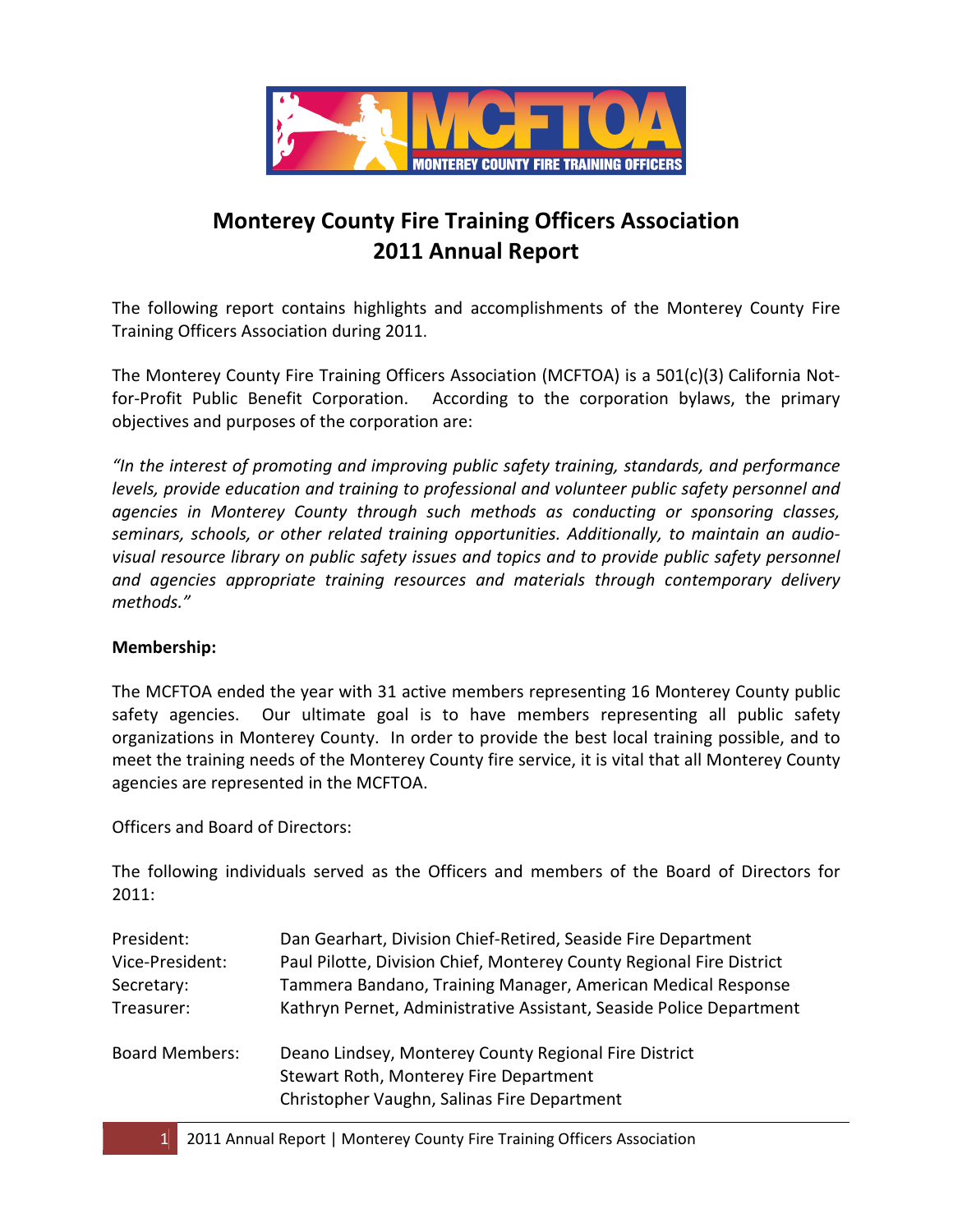# Monterey County Fire Training Officers Association
# 2011 Annual Report

The following report contains highlights and accomplishments of the Monterey County Fire Training Officers Association during 2011.

The Monterey County Fire Training Officers Association (MCFTOA) is a 501(c)(3) California Not-for-Profit Public Benefit Corporation. According to the corporation bylaws, the primary objectives and purposes of the corporation are:

*"In the interest of promoting and improving public safety training, standards, and performance levels, provide education and training to professional and volunteer public safety personnel and agencies in Monterey County through such methods as conducting or sponsoring classes, seminars, schools, or other related training opportunities. Additionally, to maintain an audio-visual resource library on public safety issues and topics and to provide public safety personnel and agencies appropriate training resources and materials through contemporary delivery methods."*

**Membership:**

The MCFTOA ended the year with 31 active members representing 16 Monterey County public safety agencies. Our ultimate goal is to have members representing all public safety organizations in Monterey County. In order to provide the best local training possible, and to meet the training needs of the Monterey County fire service, it is vital that all Monterey County agencies are represented in the MCFTOA.

Officers and Board of Directors:

The following individuals served as the Officers and members of the Board of Directors for 2011:

| | |
|---|---|
| President: | Dan Gearhart, Division Chief-Retired, Seaside Fire Department |
| Vice-President: | Paul Pilotte, Division Chief, Monterey County Regional Fire District |
| Secretary: | Tammera Bandano, Training Manager, American Medical Response |
| Treasurer: | Kathryn Pernet, Administrative Assistant, Seaside Police Department |
| Board Members: | Deano Lindsey, Monterey County Regional Fire District |
| | Stewart Roth, Monterey Fire Department |
| | Christopher Vaughn, Salinas Fire Department |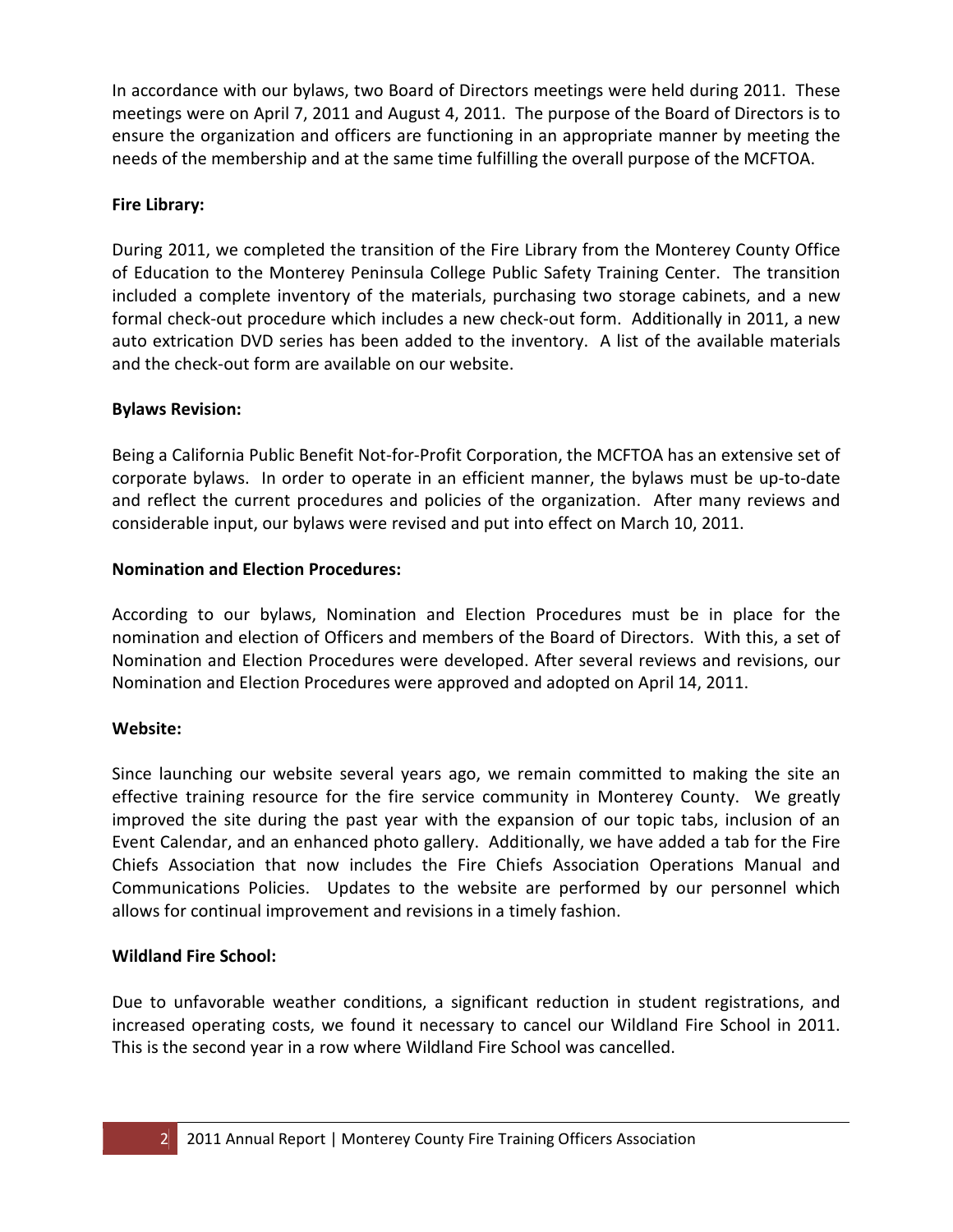In accordance with our bylaws, two Board of Directors meetings were held during 2011. These meetings were on April 7, 2011 and August 4, 2011. The purpose of the Board of Directors is to ensure the organization and officers are functioning in an appropriate manner by meeting the needs of the membership and at the same time fulfilling the overall purpose of the MCFTOA.

**Fire Library:**

During 2011, we completed the transition of the Fire Library from the Monterey County Office of Education to the Monterey Peninsula College Public Safety Training Center. The transition included a complete inventory of the materials, purchasing two storage cabinets, and a new formal check-out procedure which includes a new check-out form. Additionally in 2011, a new auto extrication DVD series has been added to the inventory. A list of the available materials and the check-out form are available on our website.

**Bylaws Revision:**

Being a California Public Benefit Not-for-Profit Corporation, the MCFTOA has an extensive set of corporate bylaws. In order to operate in an efficient manner, the bylaws must be up-to-date and reflect the current procedures and policies of the organization. After many reviews and considerable input, our bylaws were revised and put into effect on March 10, 2011.

**Nomination and Election Procedures:**

According to our bylaws, Nomination and Election Procedures must be in place for the nomination and election of Officers and members of the Board of Directors. With this, a set of Nomination and Election Procedures were developed. After several reviews and revisions, our Nomination and Election Procedures were approved and adopted on April 14, 2011.

**Website:**

Since launching our website several years ago, we remain committed to making the site an effective training resource for the fire service community in Monterey County. We greatly improved the site during the past year with the expansion of our topic tabs, inclusion of an Event Calendar, and an enhanced photo gallery. Additionally, we have added a tab for the Fire Chiefs Association that now includes the Fire Chiefs Association Operations Manual and Communications Policies. Updates to the website are performed by our personnel which allows for continual improvement and revisions in a timely fashion.

**Wildland Fire School:**

Due to unfavorable weather conditions, a significant reduction in student registrations, and increased operating costs, we found it necessary to cancel our Wildland Fire School in 2011. This is the second year in a row where Wildland Fire School was cancelled.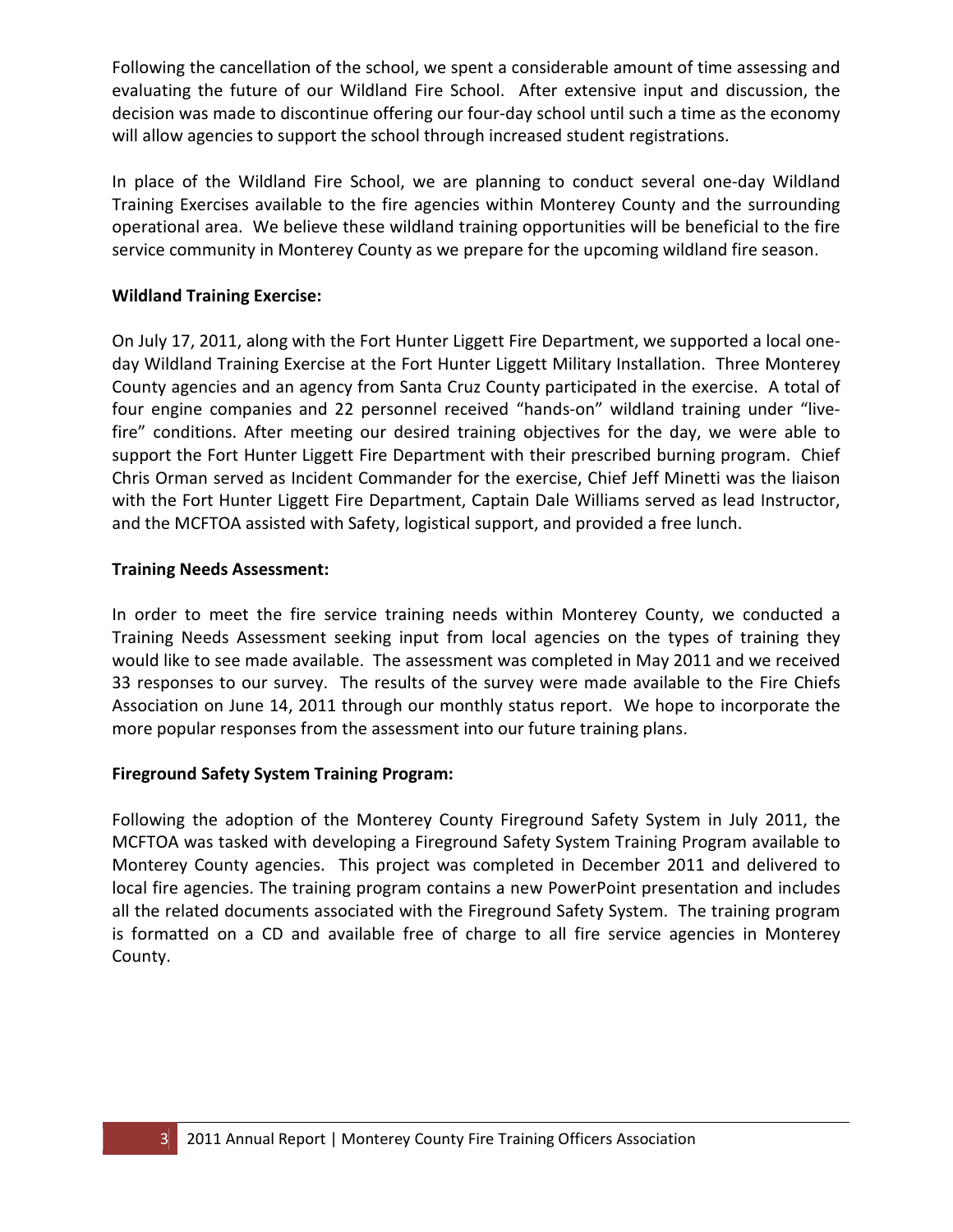Following the cancellation of the school, we spent a considerable amount of time assessing and evaluating the future of our Wildland Fire School. After extensive input and discussion, the decision was made to discontinue offering our four-day school until such a time as the economy will allow agencies to support the school through increased student registrations.

In place of the Wildland Fire School, we are planning to conduct several one-day Wildland Training Exercises available to the fire agencies within Monterey County and the surrounding operational area. We believe these wildland training opportunities will be beneficial to the fire service community in Monterey County as we prepare for the upcoming wildland fire season.

**Wildland Training Exercise:**

On July 17, 2011, along with the Fort Hunter Liggett Fire Department, we supported a local one-day Wildland Training Exercise at the Fort Hunter Liggett Military Installation. Three Monterey County agencies and an agency from Santa Cruz County participated in the exercise. A total of four engine companies and 22 personnel received "hands-on" wildland training under "live-fire" conditions. After meeting our desired training objectives for the day, we were able to support the Fort Hunter Liggett Fire Department with their prescribed burning program. Chief Chris Orman served as Incident Commander for the exercise, Chief Jeff Minetti was the liaison with the Fort Hunter Liggett Fire Department, Captain Dale Williams served as lead Instructor, and the MCFTOA assisted with Safety, logistical support, and provided a free lunch.

**Training Needs Assessment:**

In order to meet the fire service training needs within Monterey County, we conducted a Training Needs Assessment seeking input from local agencies on the types of training they would like to see made available. The assessment was completed in May 2011 and we received 33 responses to our survey. The results of the survey were made available to the Fire Chiefs Association on June 14, 2011 through our monthly status report. We hope to incorporate the more popular responses from the assessment into our future training plans.

**Fireground Safety System Training Program:**

Following the adoption of the Monterey County Fireground Safety System in July 2011, the MCFTOA was tasked with developing a Fireground Safety System Training Program available to Monterey County agencies. This project was completed in December 2011 and delivered to local fire agencies. The training program contains a new PowerPoint presentation and includes all the related documents associated with the Fireground Safety System. The training program is formatted on a CD and available free of charge to all fire service agencies in Monterey County.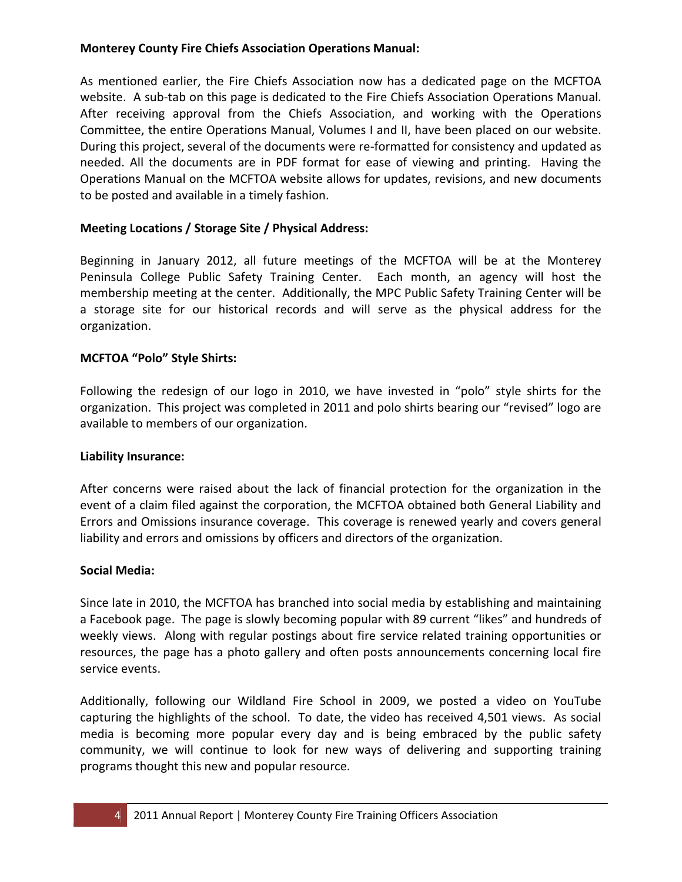**Monterey County Fire Chiefs Association Operations Manual:**

As mentioned earlier, the Fire Chiefs Association now has a dedicated page on the MCFTOA website. A sub-tab on this page is dedicated to the Fire Chiefs Association Operations Manual. After receiving approval from the Chiefs Association, and working with the Operations Committee, the entire Operations Manual, Volumes I and II, have been placed on our website. During this project, several of the documents were re-formatted for consistency and updated as needed. All the documents are in PDF format for ease of viewing and printing. Having the Operations Manual on the MCFTOA website allows for updates, revisions, and new documents to be posted and available in a timely fashion.

**Meeting Locations / Storage Site / Physical Address:**

Beginning in January 2012, all future meetings of the MCFTOA will be at the Monterey Peninsula College Public Safety Training Center. Each month, an agency will host the membership meeting at the center. Additionally, the MPC Public Safety Training Center will be a storage site for our historical records and will serve as the physical address for the organization.

**MCFTOA "Polo" Style Shirts:**

Following the redesign of our logo in 2010, we have invested in "polo" style shirts for the organization. This project was completed in 2011 and polo shirts bearing our "revised" logo are available to members of our organization.

**Liability Insurance:**

After concerns were raised about the lack of financial protection for the organization in the event of a claim filed against the corporation, the MCFTOA obtained both General Liability and Errors and Omissions insurance coverage. This coverage is renewed yearly and covers general liability and errors and omissions by officers and directors of the organization.

**Social Media:**

Since late in 2010, the MCFTOA has branched into social media by establishing and maintaining a Facebook page. The page is slowly becoming popular with 89 current "likes" and hundreds of weekly views. Along with regular postings about fire service related training opportunities or resources, the page has a photo gallery and often posts announcements concerning local fire service events.

Additionally, following our Wildland Fire School in 2009, we posted a video on YouTube capturing the highlights of the school. To date, the video has received 4,501 views. As social media is becoming more popular every day and is being embraced by the public safety community, we will continue to look for new ways of delivering and supporting training programs thought this new and popular resource.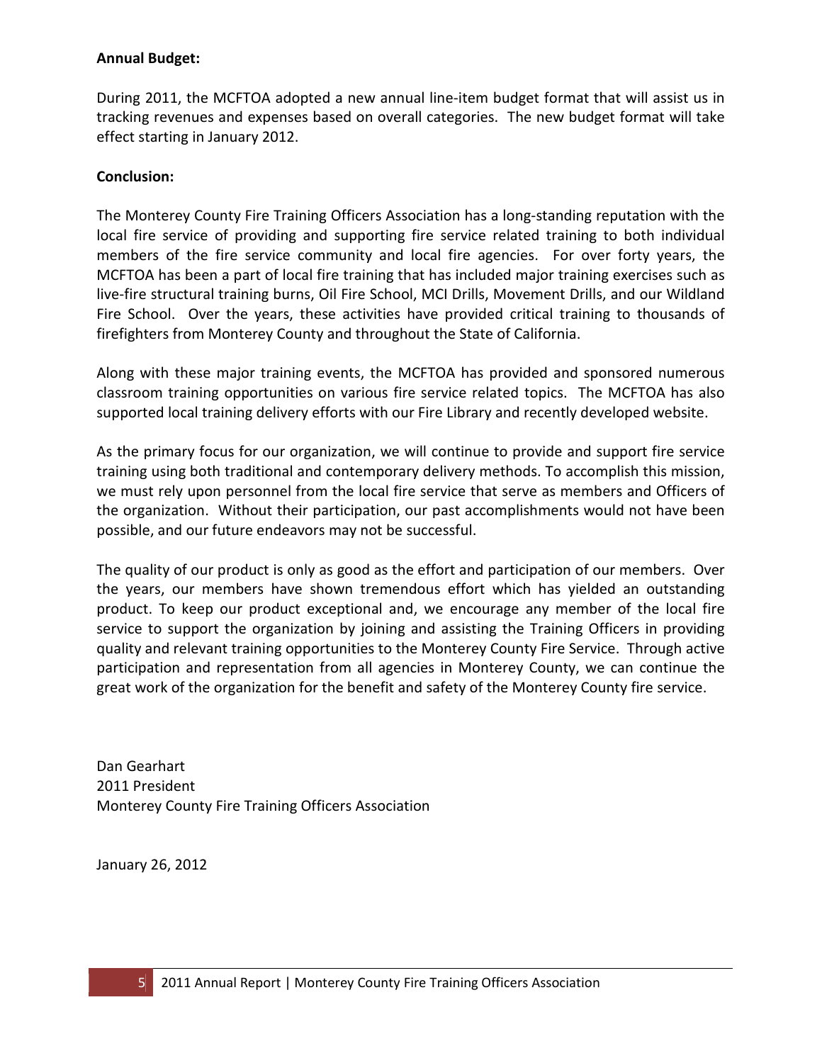**Annual Budget:**

During 2011, the MCFTOA adopted a new annual line-item budget format that will assist us in tracking revenues and expenses based on overall categories. The new budget format will take effect starting in January 2012.

**Conclusion:**

The Monterey County Fire Training Officers Association has a long-standing reputation with the local fire service of providing and supporting fire service related training to both individual members of the fire service community and local fire agencies. For over forty years, the MCFTOA has been a part of local fire training that has included major training exercises such as live-fire structural training burns, Oil Fire School, MCI Drills, Movement Drills, and our Wildland Fire School. Over the years, these activities have provided critical training to thousands of firefighters from Monterey County and throughout the State of California.

Along with these major training events, the MCFTOA has provided and sponsored numerous classroom training opportunities on various fire service related topics. The MCFTOA has also supported local training delivery efforts with our Fire Library and recently developed website.

As the primary focus for our organization, we will continue to provide and support fire service training using both traditional and contemporary delivery methods. To accomplish this mission, we must rely upon personnel from the local fire service that serve as members and Officers of the organization. Without their participation, our past accomplishments would not have been possible, and our future endeavors may not be successful.

The quality of our product is only as good as the effort and participation of our members. Over the years, our members have shown tremendous effort which has yielded an outstanding product. To keep our product exceptional and, we encourage any member of the local fire service to support the organization by joining and assisting the Training Officers in providing quality and relevant training opportunities to the Monterey County Fire Service. Through active participation and representation from all agencies in Monterey County, we can continue the great work of the organization for the benefit and safety of the Monterey County fire service.

Dan Gearhart
2011 President
Monterey County Fire Training Officers Association

January 26, 2012